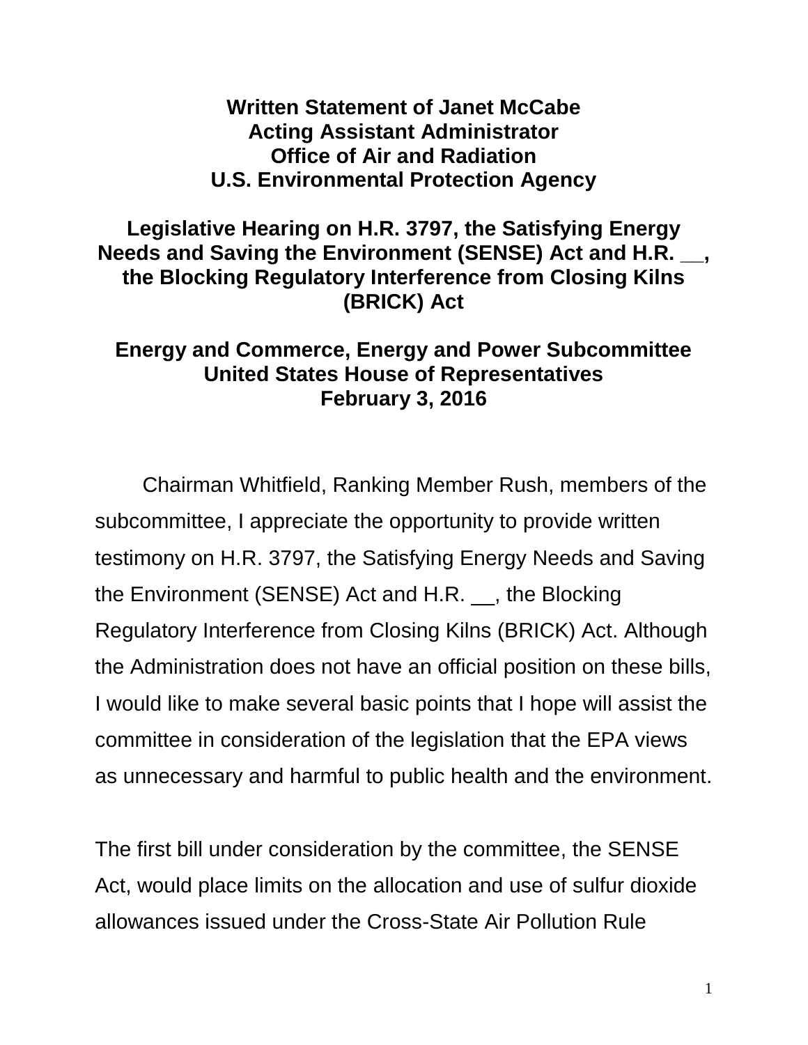**Written Statement of Janet McCabe**
**Acting Assistant Administrator**
**Office of Air and Radiation**
**U.S. Environmental Protection Agency**

**Legislative Hearing on H.R. 3797, the Satisfying Energy Needs and Saving the Environment (SENSE) Act and H.R. __, the Blocking Regulatory Interference from Closing Kilns (BRICK) Act**

**Energy and Commerce, Energy and Power Subcommittee**
**United States House of Representatives**
**February 3, 2016**

Chairman Whitfield, Ranking Member Rush, members of the subcommittee, I appreciate the opportunity to provide written testimony on H.R. 3797, the Satisfying Energy Needs and Saving the Environment (SENSE) Act and H.R. __, the Blocking Regulatory Interference from Closing Kilns (BRICK) Act. Although the Administration does not have an official position on these bills, I would like to make several basic points that I hope will assist the committee in consideration of the legislation that the EPA views as unnecessary and harmful to public health and the environment.

The first bill under consideration by the committee, the SENSE Act, would place limits on the allocation and use of sulfur dioxide allowances issued under the Cross-State Air Pollution Rule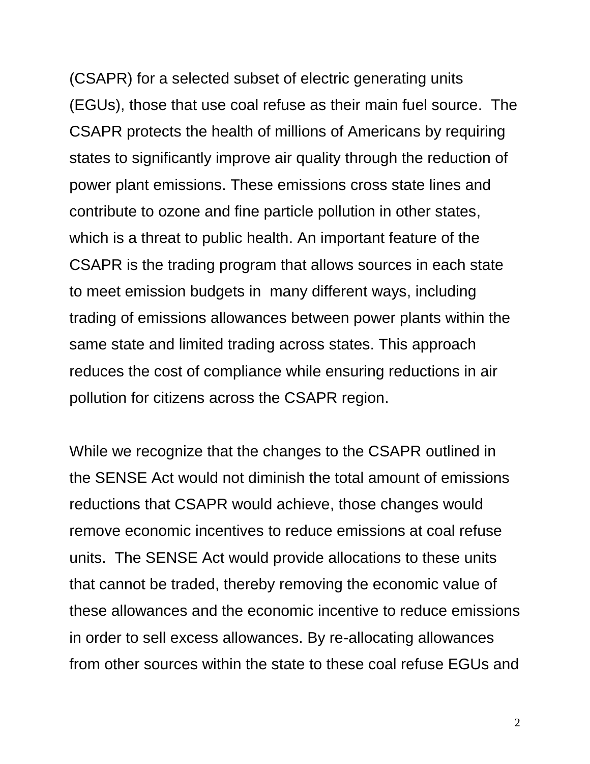(CSAPR) for a selected subset of electric generating units (EGUs), those that use coal refuse as their main fuel source. The CSAPR protects the health of millions of Americans by requiring states to significantly improve air quality through the reduction of power plant emissions. These emissions cross state lines and contribute to ozone and fine particle pollution in other states, which is a threat to public health. An important feature of the CSAPR is the trading program that allows sources in each state to meet emission budgets in many different ways, including trading of emissions allowances between power plants within the same state and limited trading across states. This approach reduces the cost of compliance while ensuring reductions in air pollution for citizens across the CSAPR region.

While we recognize that the changes to the CSAPR outlined in the SENSE Act would not diminish the total amount of emissions reductions that CSAPR would achieve, those changes would remove economic incentives to reduce emissions at coal refuse units. The SENSE Act would provide allocations to these units that cannot be traded, thereby removing the economic value of these allowances and the economic incentive to reduce emissions in order to sell excess allowances. By re-allocating allowances from other sources within the state to these coal refuse EGUs and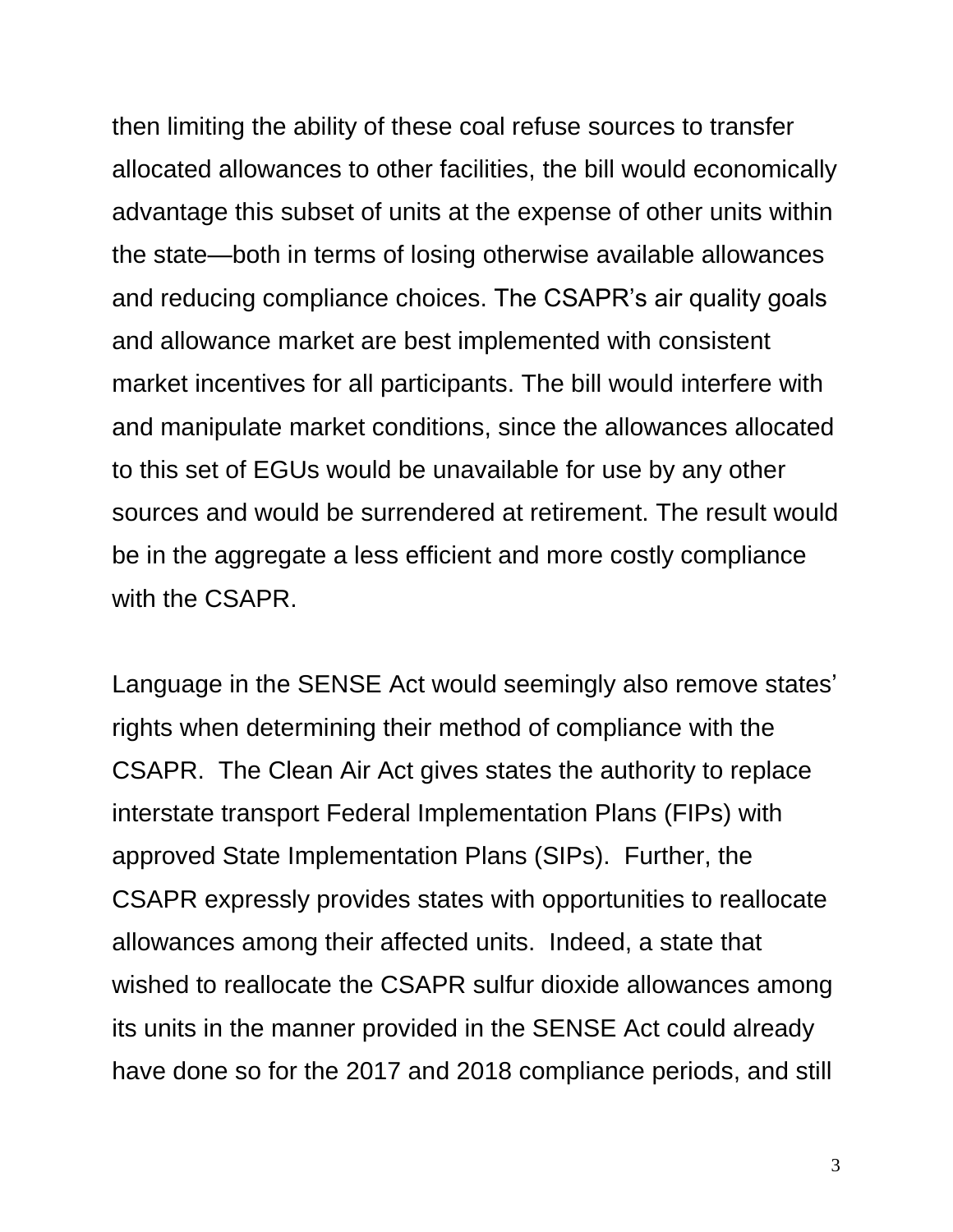then limiting the ability of these coal refuse sources to transfer allocated allowances to other facilities, the bill would economically advantage this subset of units at the expense of other units within the state—both in terms of losing otherwise available allowances and reducing compliance choices. The CSAPR's air quality goals and allowance market are best implemented with consistent market incentives for all participants. The bill would interfere with and manipulate market conditions, since the allowances allocated to this set of EGUs would be unavailable for use by any other sources and would be surrendered at retirement. The result would be in the aggregate a less efficient and more costly compliance with the CSAPR.

Language in the SENSE Act would seemingly also remove states' rights when determining their method of compliance with the CSAPR. The Clean Air Act gives states the authority to replace interstate transport Federal Implementation Plans (FIPs) with approved State Implementation Plans (SIPs). Further, the CSAPR expressly provides states with opportunities to reallocate allowances among their affected units. Indeed, a state that wished to reallocate the CSAPR sulfur dioxide allowances among its units in the manner provided in the SENSE Act could already have done so for the 2017 and 2018 compliance periods, and still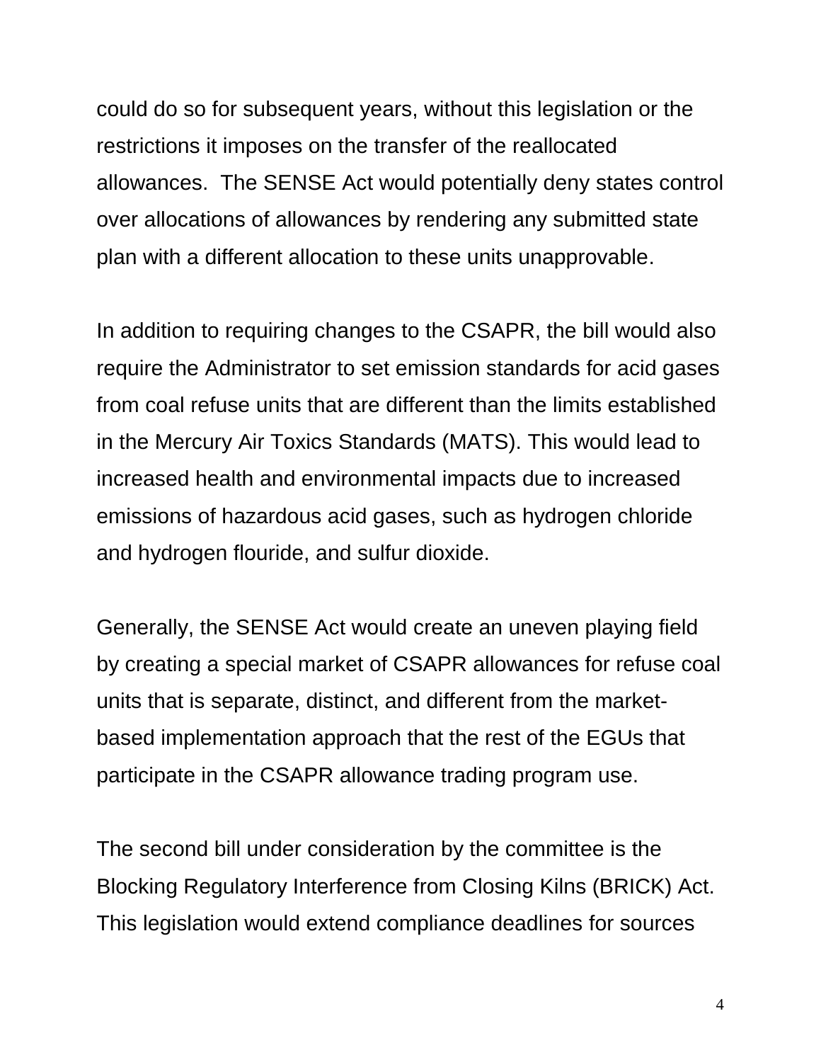could do so for subsequent years, without this legislation or the restrictions it imposes on the transfer of the reallocated allowances. The SENSE Act would potentially deny states control over allocations of allowances by rendering any submitted state plan with a different allocation to these units unapprovable.

In addition to requiring changes to the CSAPR, the bill would also require the Administrator to set emission standards for acid gases from coal refuse units that are different than the limits established in the Mercury Air Toxics Standards (MATS). This would lead to increased health and environmental impacts due to increased emissions of hazardous acid gases, such as hydrogen chloride and hydrogen flouride, and sulfur dioxide.

Generally, the SENSE Act would create an uneven playing field by creating a special market of CSAPR allowances for refuse coal units that is separate, distinct, and different from the market-based implementation approach that the rest of the EGUs that participate in the CSAPR allowance trading program use.

The second bill under consideration by the committee is the Blocking Regulatory Interference from Closing Kilns (BRICK) Act. This legislation would extend compliance deadlines for sources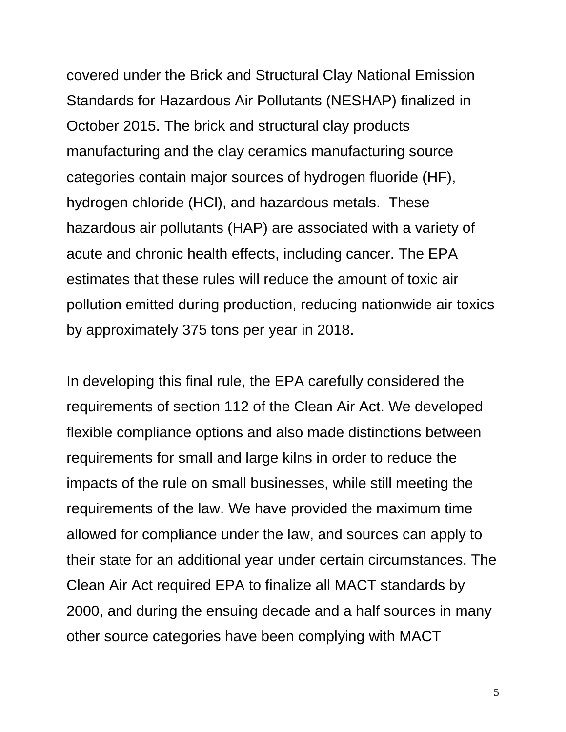covered under the Brick and Structural Clay National Emission Standards for Hazardous Air Pollutants (NESHAP) finalized in October 2015. The brick and structural clay products manufacturing and the clay ceramics manufacturing source categories contain major sources of hydrogen fluoride (HF), hydrogen chloride (HCl), and hazardous metals. These hazardous air pollutants (HAP) are associated with a variety of acute and chronic health effects, including cancer. The EPA estimates that these rules will reduce the amount of toxic air pollution emitted during production, reducing nationwide air toxics by approximately 375 tons per year in 2018.

In developing this final rule, the EPA carefully considered the requirements of section 112 of the Clean Air Act. We developed flexible compliance options and also made distinctions between requirements for small and large kilns in order to reduce the impacts of the rule on small businesses, while still meeting the requirements of the law. We have provided the maximum time allowed for compliance under the law, and sources can apply to their state for an additional year under certain circumstances. The Clean Air Act required EPA to finalize all MACT standards by 2000, and during the ensuing decade and a half sources in many other source categories have been complying with MACT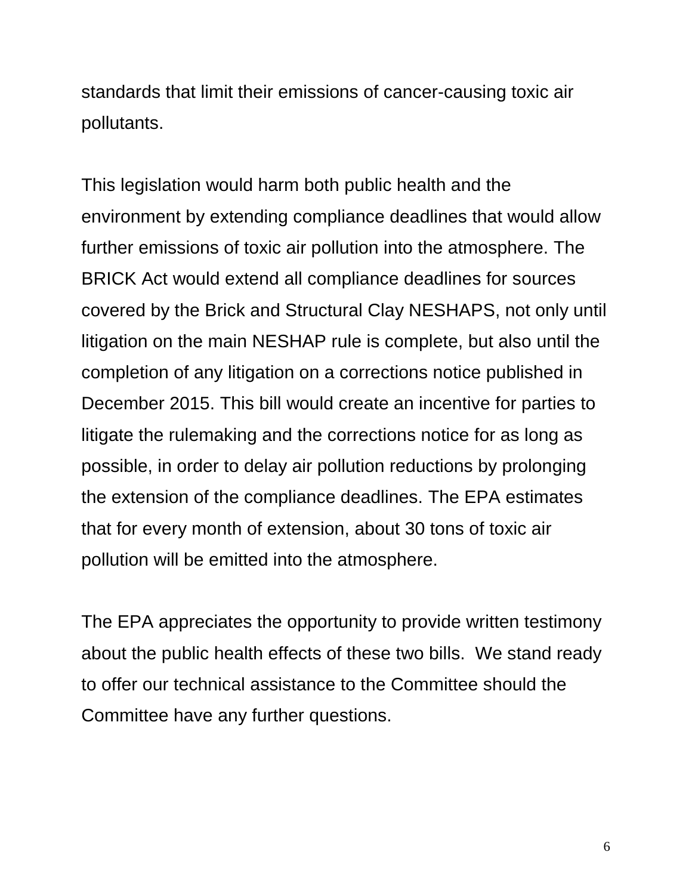standards that limit their emissions of cancer-causing toxic air pollutants.

This legislation would harm both public health and the environment by extending compliance deadlines that would allow further emissions of toxic air pollution into the atmosphere. The BRICK Act would extend all compliance deadlines for sources covered by the Brick and Structural Clay NESHAPS, not only until litigation on the main NESHAP rule is complete, but also until the completion of any litigation on a corrections notice published in December 2015. This bill would create an incentive for parties to litigate the rulemaking and the corrections notice for as long as possible, in order to delay air pollution reductions by prolonging the extension of the compliance deadlines. The EPA estimates that for every month of extension, about 30 tons of toxic air pollution will be emitted into the atmosphere.

The EPA appreciates the opportunity to provide written testimony about the public health effects of these two bills. We stand ready to offer our technical assistance to the Committee should the Committee have any further questions.